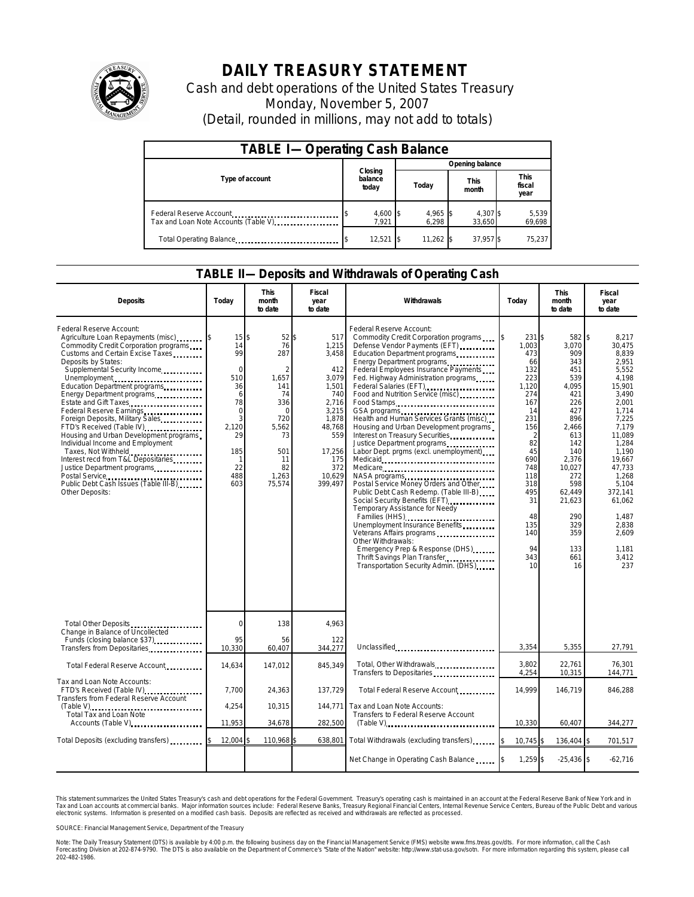# DAILY TREASURY STATEMENT

Cash and debt operations of the United States Treasury

Monday, November 5, 2007

(Detail, rounded in millions, may not add to totals)

| TABLE I—Operating Cash Balance | | | | |
|---|---|---|---|---|
| Type of account | Closing balance today | Opening balance | | |
| | | Today | This month | This fiscal year |
| Federal Reserve Account | $ 4,600 | $ 4,965 | $ 4,307 | $ 5,539 |
| Tax and Loan Note Accounts (Table V) | 7,921 | 6,298 | 33,650 | 69,698 |
| Total Operating Balance | $ 12,521 | $ 11,262 | $ 37,957 | $ 75,237 |

## TABLE II—Deposits and Withdrawals of Operating Cash

| Deposits | Today | This month to date | Fiscal year to date |
|---|---|---|---|
| Federal Reserve Account: | | | |
| Agriculture Loan Repayments (misc) | $ 15 | $ 52 | $ 517 |
| Commodity Credit Corporation programs | 14 | 76 | 1,215 |
| Customs and Certain Excise Taxes | 99 | 287 | 3,458 |
| Deposits by States: | | | |
| Supplemental Security Income | 0 | 2 | 412 |
| Unemployment | 510 | 1,657 | 3,079 |
| Education Department programs | 36 | 141 | 1,501 |
| Energy Department programs | 6 | 74 | 740 |
| Estate and Gift Taxes | 78 | 336 | 2,716 |
| Federal Reserve Earnings | 0 | 0 | 3,215 |
| Foreign Deposits, Military Sales | 3 | 720 | 1,878 |
| FTD's Received (Table IV) | 2,120 | 5,562 | 48,768 |
| Housing and Urban Development programs | 29 | 73 | 559 |
| Individual Income and Employment Taxes, Not Withheld | 185 | 501 | 17,256 |
| Interest recd from T&L Depositaries | 1 | 11 | 175 |
| Justice Department programs | 22 | 82 | 372 |
| Postal Service | 488 | 1,263 | 10,629 |
| Public Debt Cash Issues (Table III-B) | 603 | 75,574 | 399,497 |
| Other Deposits: | | | |
| Total Other Deposits | 0 | 138 | 4,963 |
| Change in Balance of Uncollected Funds (closing balance $37) | 95 | 56 | 122 |
| Transfers from Depositaries | 10,330 | 60,407 | 344,277 |
| Total Federal Reserve Account | 14,634 | 147,012 | 845,349 |
| Tax and Loan Note Accounts: | | | |
| FTD's Received (Table IV) | 7,700 | 24,363 | 137,729 |
| Transfers from Federal Reserve Account (Table V) | 4,254 | 10,315 | 144,771 |
| Total Tax and Loan Note Accounts (Table V) | 11,953 | 34,678 | 282,500 |
| Total Deposits (excluding transfers) | $ 12,004 | $ 110,968 | $ 638,801 |

| Withdrawals | Today | This month to date | Fiscal year to date |
|---|---|---|---|
| Federal Reserve Account: | | | |
| Commodity Credit Corporation programs | $ 231 | $ 582 | $ 8,217 |
| Defense Vendor Payments (EFT) | 1,003 | 3,070 | 30,475 |
| Education Department programs | 473 | 909 | 8,839 |
| Energy Department programs | 66 | 343 | 2,951 |
| Federal Employees Insurance Payments | 132 | 451 | 5,552 |
| Fed. Highway Administration programs | 223 | 539 | 4,198 |
| Federal Salaries (EFT) | 1,120 | 4,095 | 15,901 |
| Food and Nutrition Service (misc) | 274 | 421 | 3,490 |
| Food Stamps | 167 | 226 | 2,001 |
| GSA programs | 14 | 427 | 1,714 |
| Health and Human Services Grants (misc) | 231 | 896 | 7,225 |
| Housing and Urban Development programs | 156 | 2,466 | 7,179 |
| Interest on Treasury Securities | 2 | 613 | 11,089 |
| Justice Department programs | 82 | 142 | 1,284 |
| Labor Dept. prgms (excl. unemployment) | 45 | 140 | 1,190 |
| Medicaid | 690 | 2,376 | 19,667 |
| Medicare | 748 | 10,027 | 47,733 |
| NASA programs | 118 | 272 | 1,268 |
| Postal Service Money Orders and Other | 318 | 598 | 5,104 |
| Public Debt Cash Redemp. (Table III-B) | 495 | 62,449 | 372,141 |
| Social Security Benefits (EFT) | 31 | 21,623 | 61,062 |
| Temporary Assistance for Needy Families (HHS) | 48 | 290 | 1,487 |
| Unemployment Insurance Benefits | 135 | 329 | 2,838 |
| Veterans Affairs programs | 140 | 359 | 2,609 |
| Other Withdrawals: | | | |
| Emergency Prep & Response (DHS) | 94 | 133 | 1,181 |
| Thrift Savings Plan Transfer | 343 | 661 | 3,412 |
| Transportation Security Admin. (DHS) | 10 | 16 | 237 |
| Unclassified | 3,354 | 5,355 | 27,791 |
| Total, Other Withdrawals | 3,802 | 22,761 | 76,301 |
| Transfers to Depositaries | 4,254 | 10,315 | 144,771 |
| Total Federal Reserve Account | 14,999 | 146,719 | 846,288 |
| Tax and Loan Note Accounts: | | | |
| Transfers to Federal Reserve Account (Table V) | 10,330 | 60,407 | 344,277 |
| Total Withdrawals (excluding transfers) | $ 10,745 | $ 136,404 | $ 701,517 |
| Net Change in Operating Cash Balance | $ 1,259 | $ -25,436 | $ -62,716 |

This statement summarizes the United States Treasury's cash and debt operations for the Federal Government. Treasury's operating cash is maintained in an account at the Federal Reserve Bank of New York and in Tax and Loan accounts at commercial banks. Major information sources include: Federal Reserve Banks, Treasury Regional Financial Centers, Internal Revenue Service Centers, Bureau of the Public Debt and various electronic systems. Information is presented on a modified cash basis. Deposits are reflected as received and withdrawals are reflected as processed.

SOURCE: Financial Management Service, Department of the Treasury

Note: The Daily Treasury Statement (DTS) is available by 4:00 p.m. the following business day on the Financial Management Service (FMS) website www.fms.treas.gov/dts. For more information, call the Cash Forecasting Division at 202-874-9790. The DTS is also available on the Department of Commerce's "State of the Nation" website: http://www.stat-usa.gov/sotn. For more information regarding this system, please call 202-482-1986.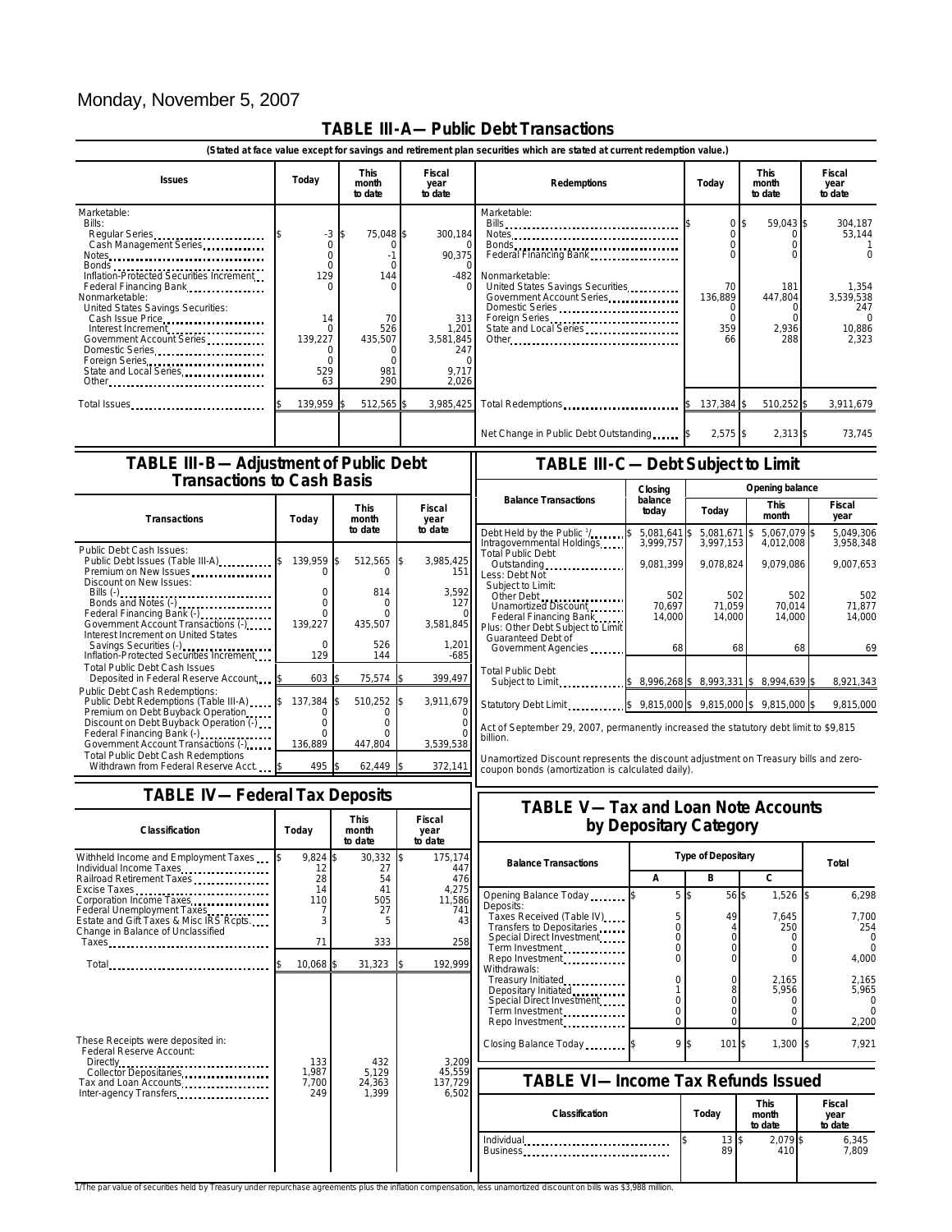Monday, November 5, 2007

## TABLE III-A— Public Debt Transactions

(Stated at face value except for savings and retirement plan securities which are stated at current redemption value.)

| Issues | Today | This month to date | Fiscal year to date |
|---|---|---|---|
| Marketable: | | | |
| Bills: | | | |
| Regular Series | $ -3 | $ 75,048 | $ 300,184 |
| Cash Management Series | 0 | 0 | 0 |
| Notes | 0 | -1 | 90,375 |
| Bonds | 0 | 0 | 0 |
| Inflation-Protected Securities Increment | 129 | 144 | -482 |
| Federal Financing Bank | 0 | 0 | 0 |
| Nonmarketable: | | | |
| United States Savings Securities: | | | |
| Cash Issue Price | 14 | 70 | 313 |
| Interest Increment | 0 | 526 | 1,201 |
| Government Account Series | 139,227 | 435,507 | 3,581,845 |
| Domestic Series | 0 | 0 | 247 |
| Foreign Series | 0 | 0 | 0 |
| State and Local Series | 529 | 981 | 9,717 |
| Other | 63 | 290 | 2,026 |
| Total Issues | $ 139,959 | $ 512,565 | $ 3,985,425 |

| Redemptions | Today | This month to date | Fiscal year to date |
|---|---|---|---|
| Marketable: | | | |
| Bills | $ 0 | $ 59,043 | $ 304,187 |
| Notes | 0 | 0 | 53,144 |
| Bonds | 0 | 0 | 1 |
| Federal Financing Bank | 0 | 0 | 0 |
| Nonmarketable: | | | |
| United States Savings Securities | 70 | 181 | 1,354 |
| Government Account Series | 136,889 | 447,804 | 3,539,538 |
| Domestic Series | 0 | 0 | 247 |
| Foreign Series | 0 | 0 | 0 |
| State and Local Series | 359 | 2,936 | 10,886 |
| Other | 66 | 288 | 2,323 |
| Total Redemptions | $ 137,384 | $ 510,252 | $ 3,911,679 |
| Net Change in Public Debt Outstanding | $ 2,575 | $ 2,313 | $ 73,745 |

## TABLE III-B— Adjustment of Public Debt Transactions to Cash Basis

| Transactions | Today | This month to date | Fiscal year to date |
|---|---|---|---|
| Public Debt Cash Issues: | | | |
| Public Debt Issues (Table III-A) | $ 139,959 | $ 512,565 | $ 3,985,425 |
| Premium on New Issues | 0 | 0 | 151 |
| Discount on New Issues: | | | |
| Bills (-) | 0 | 814 | 3,592 |
| Bonds and Notes (-) | 0 | 0 | 127 |
| Federal Financing Bank (-) | 0 | 0 | 0 |
| Government Account Transactions (-) | 139,227 | 435,507 | 3,581,845 |
| Interest Increment on United States Savings Securities (-) | 0 | 526 | 1,201 |
| Inflation-Protected Securities Increment | 129 | 144 | -685 |
| Total Public Debt Cash Issues Deposited in Federal Reserve Account | $ 603 | $ 75,574 | $ 399,497 |
| Public Debt Cash Redemptions: | | | |
| Public Debt Redemptions (Table III-A) | $ 137,384 | $ 510,252 | $ 3,911,679 |
| Premium on Debt Buyback Operation | 0 | 0 | 0 |
| Discount on Debt Buyback Operation (-) | 0 | 0 | 0 |
| Federal Financing Bank (-) | 0 | 0 | 0 |
| Government Account Transactions (-) | 136,889 | 447,804 | 3,539,538 |
| Total Public Debt Cash Redemptions Withdrawn from Federal Reserve Acct. | $ 495 | $ 62,449 | $ 372,141 |

## TABLE III-C— Debt Subject to Limit

| Balance Transactions | Closing balance today | Opening balance Today | This month | Fiscal year |
|---|---|---|---|---|
| Debt Held by the Public [1] | $ 5,081,641 | $ 5,081,671 | $ 5,067,079 | $ 5,049,306 |
| Intragovernmental Holdings | 3,999,757 | 3,997,153 | 4,012,008 | 3,958,348 |
| Total Public Debt Outstanding | 9,081,399 | 9,078,824 | 9,079,086 | 9,007,653 |
| Less: Debt Not Subject to Limit: | | | | |
| Other Debt | 502 | 502 | 502 | 502 |
| Unamortized Discount | 70,697 | 71,059 | 70,014 | 71,877 |
| Federal Financing Bank | 14,000 | 14,000 | 14,000 | 14,000 |
| Plus: Other Debt Subject to Limit Guaranteed Debt of Government Agencies | 68 | 68 | 68 | 69 |
| Total Public Debt Subject to Limit | $ 8,996,268 | $ 8,993,331 | $ 8,994,639 | $ 8,921,343 |
| Statutory Debt Limit | $ 9,815,000 | $ 9,815,000 | $ 9,815,000 | $ 9,815,000 |

Act of September 29, 2007, permanently increased the statutory debt limit to $9,815 billion.

Unamortized Discount represents the discount adjustment on Treasury bills and zero-coupon bonds (amortization is calculated daily).

## TABLE IV— Federal Tax Deposits

| Classification | Today | This month to date | Fiscal year to date |
|---|---|---|---|
| Withheld Income and Employment Taxes | $ 9,824 | $ 30,332 | $ 175,174 |
| Individual Income Taxes | 12 | 27 | 447 |
| Railroad Retirement Taxes | 28 | 54 | 476 |
| Excise Taxes | 14 | 41 | 4,275 |
| Corporation Income Taxes | 110 | 505 | 11,586 |
| Federal Unemployment Taxes | 7 | 27 | 741 |
| Estate and Gift Taxes & Misc IRS Rcpts. | 3 | 5 | 43 |
| Change in Balance of Unclassified Taxes | 71 | 333 | 258 |
| Total | $ 10,068 | $ 31,323 | $ 192,999 |
| These Receipts were deposited in: | | | |
| Federal Reserve Account: | | | |
| Directly | 133 | 432 | 3,209 |
| Collector Depositaries | 1,987 | 5,129 | 45,559 |
| Tax and Loan Accounts | 7,700 | 24,363 | 137,729 |
| Inter-agency Transfers | 249 | 1,399 | 6,502 |

## TABLE V— Tax and Loan Note Accounts by Depositary Category

| Balance Transactions | Type of Depositary A | B | C | Total |
|---|---|---|---|---|
| Opening Balance Today | $ 5 | $ 56 | $ 1,526 | $ 6,298 |
| Deposits: | | | | |
| Taxes Received (Table IV) | 5 | 49 | 7,645 | 7,700 |
| Transfers to Depositaries | 0 | 4 | 250 | 254 |
| Special Direct Investment | 0 | 0 | 0 | 0 |
| Term Investment | 0 | 0 | 0 | 0 |
| Repo Investment | 0 | 0 | 0 | 4,000 |
| Withdrawals: | | | | |
| Treasury Initiated | 0 | 0 | 2,165 | 2,165 |
| Depositary Initiated | 1 | 8 | 5,956 | 5,965 |
| Special Direct Investment | 0 | 0 | 0 | 0 |
| Term Investment | 0 | 0 | 0 | 0 |
| Repo Investment | 0 | 0 | 0 | 2,200 |
| Closing Balance Today | $ 9 | $ 101 | $ 1,300 | $ 7,921 |

## TABLE VI— Income Tax Refunds Issued

| Classification | Today | This month to date | Fiscal year to date |
|---|---|---|---|
| Individual | $ 13 | $ 2,079 | $ 6,345 |
| Business | 89 | 410 | 7,809 |

1/The par value of securities held by Treasury under repurchase agreements plus the inflation compensation, less unamortized discount on bills was $3,988 million.